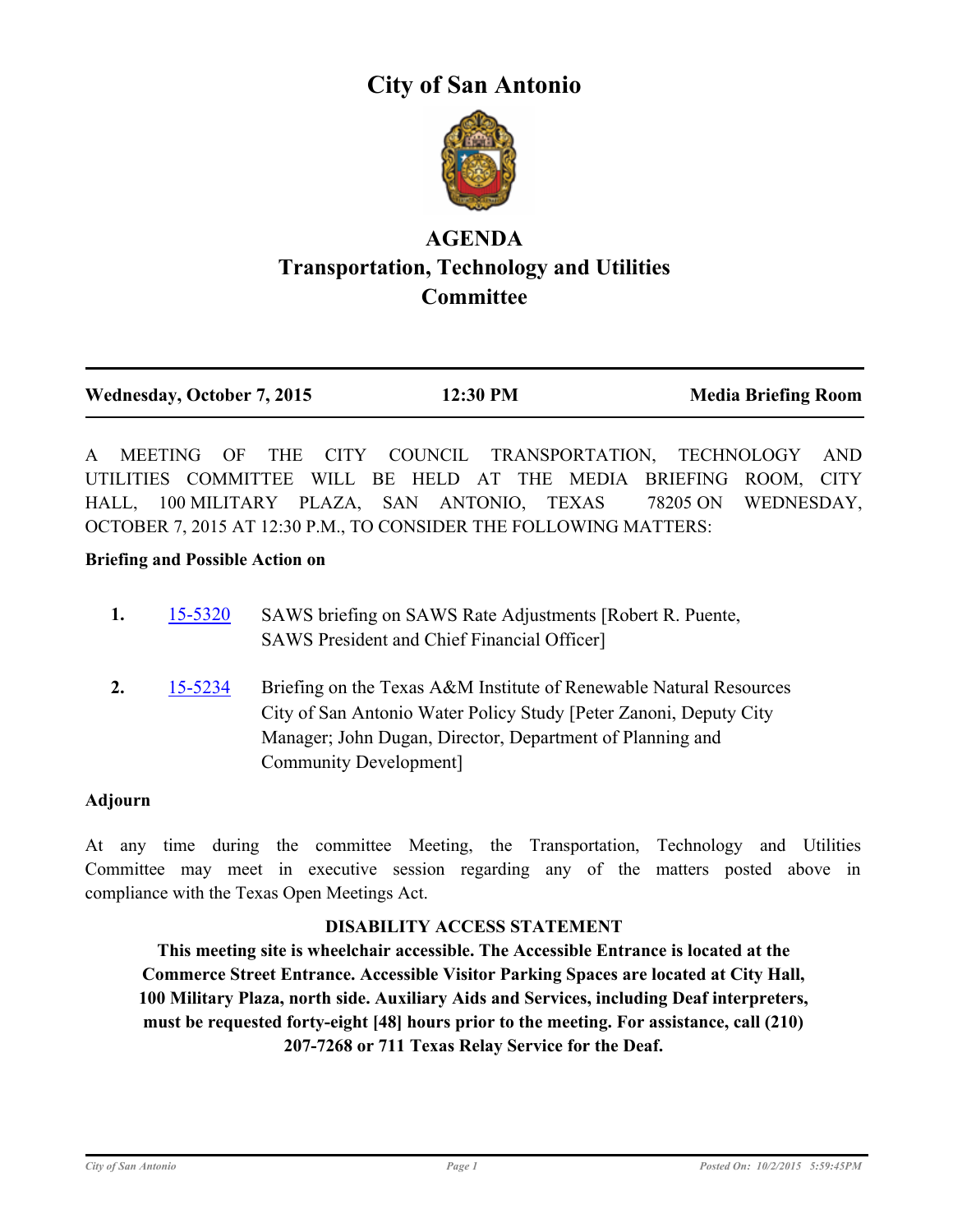# City of San Antonio

## AGENDA
## Transportation, Technology and Utilities Committee

| Wednesday, October 7, 2015 | 12:30 PM | Media Briefing Room |
|---|---|---|

A MEETING OF THE CITY COUNCIL TRANSPORTATION, TECHNOLOGY AND UTILITIES COMMITTEE WILL BE HELD AT THE MEDIA BRIEFING ROOM, CITY HALL, 100 MILITARY PLAZA, SAN ANTONIO, TEXAS 78205 ON WEDNESDAY, OCTOBER 7, 2015 AT 12:30 P.M., TO CONSIDER THE FOLLOWING MATTERS:

**Briefing and Possible Action on**

1. 15-5320 SAWS briefing on SAWS Rate Adjustments [Robert R. Puente, SAWS President and Chief Financial Officer]

2. 15-5234 Briefing on the Texas A&M Institute of Renewable Natural Resources City of San Antonio Water Policy Study [Peter Zanoni, Deputy City Manager; John Dugan, Director, Department of Planning and Community Development]

**Adjourn**

At any time during the committee Meeting, the Transportation, Technology and Utilities Committee may meet in executive session regarding any of the matters posted above in compliance with the Texas Open Meetings Act.

**DISABILITY ACCESS STATEMENT**

**This meeting site is wheelchair accessible. The Accessible Entrance is located at the Commerce Street Entrance. Accessible Visitor Parking Spaces are located at City Hall, 100 Military Plaza, north side. Auxiliary Aids and Services, including Deaf interpreters, must be requested forty-eight [48] hours prior to the meeting. For assistance, call (210) 207-7268 or 711 Texas Relay Service for the Deaf.**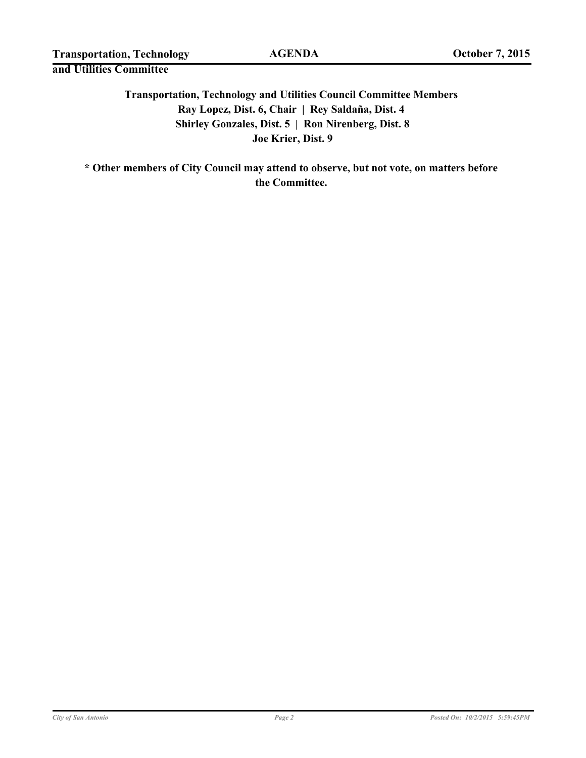**Transportation, Technology and Utilities Council Committee Members**
**Ray Lopez, Dist. 6, Chair | Rey Saldaña, Dist. 4**
**Shirley Gonzales, Dist. 5 | Ron Nirenberg, Dist. 8**
**Joe Krier, Dist. 9**

**\* Other members of City Council may attend to observe, but not vote, on matters before the Committee.**